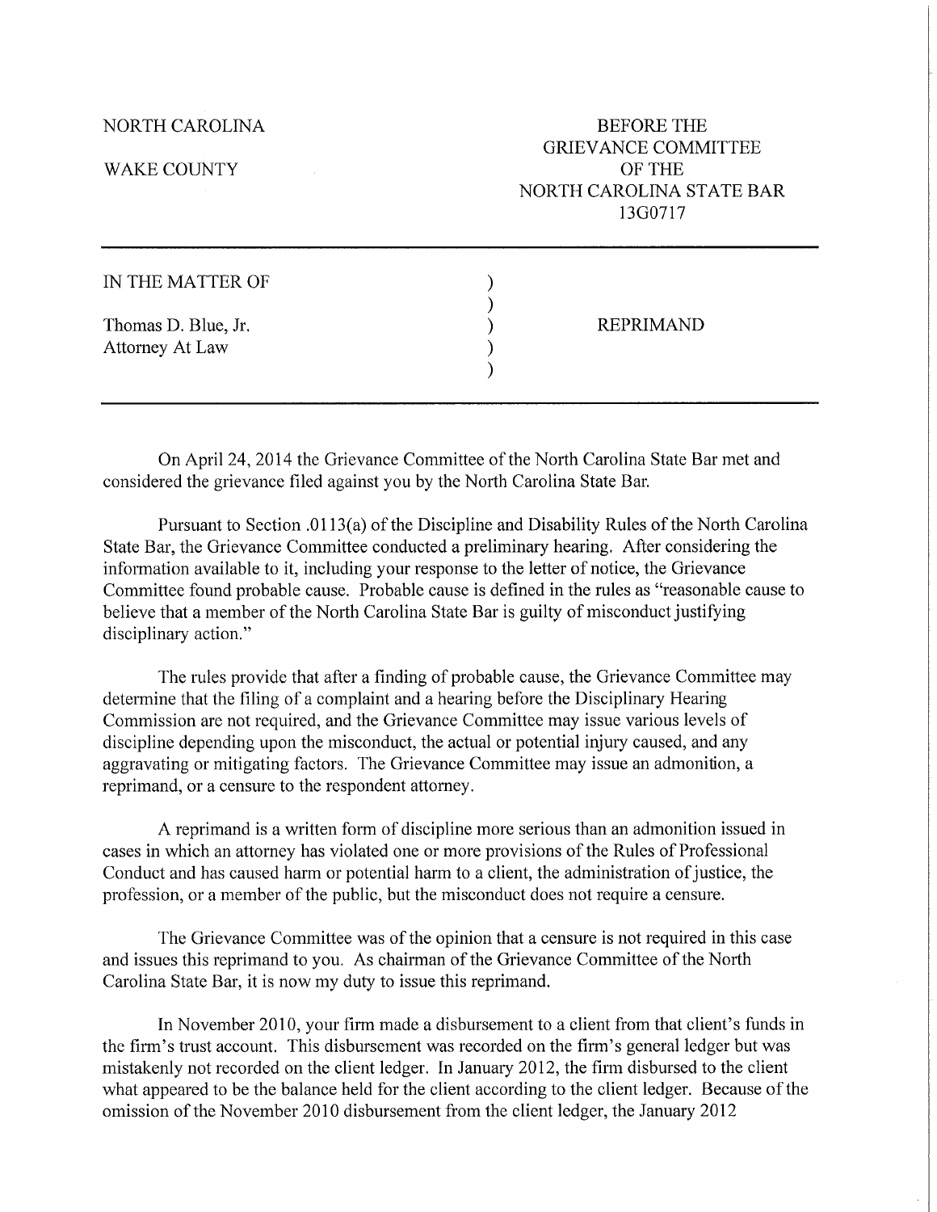NORTH CAROLINA

WAKE COUNTY

BEFORE THE
GRIEVANCE COMMITTEE
OF THE
NORTH CAROLINA STATE BAR
13G0717

---

IN THE MATTER OF

Thomas D. Blue, Jr.
Attorney At Law

REPRIMAND

---

On April 24, 2014 the Grievance Committee of the North Carolina State Bar met and considered the grievance filed against you by the North Carolina State Bar.

Pursuant to Section .0113(a) of the Discipline and Disability Rules of the North Carolina State Bar, the Grievance Committee conducted a preliminary hearing. After considering the information available to it, including your response to the letter of notice, the Grievance Committee found probable cause. Probable cause is defined in the rules as "reasonable cause to believe that a member of the North Carolina State Bar is guilty of misconduct justifying disciplinary action."

The rules provide that after a finding of probable cause, the Grievance Committee may determine that the filing of a complaint and a hearing before the Disciplinary Hearing Commission are not required, and the Grievance Committee may issue various levels of discipline depending upon the misconduct, the actual or potential injury caused, and any aggravating or mitigating factors. The Grievance Committee may issue an admonition, a reprimand, or a censure to the respondent attorney.

A reprimand is a written form of discipline more serious than an admonition issued in cases in which an attorney has violated one or more provisions of the Rules of Professional Conduct and has caused harm or potential harm to a client, the administration of justice, the profession, or a member of the public, but the misconduct does not require a censure.

The Grievance Committee was of the opinion that a censure is not required in this case and issues this reprimand to you. As chairman of the Grievance Committee of the North Carolina State Bar, it is now my duty to issue this reprimand.

In November 2010, your firm made a disbursement to a client from that client's funds in the firm's trust account. This disbursement was recorded on the firm's general ledger but was mistakenly not recorded on the client ledger. In January 2012, the firm disbursed to the client what appeared to be the balance held for the client according to the client ledger. Because of the omission of the November 2010 disbursement from the client ledger, the January 2012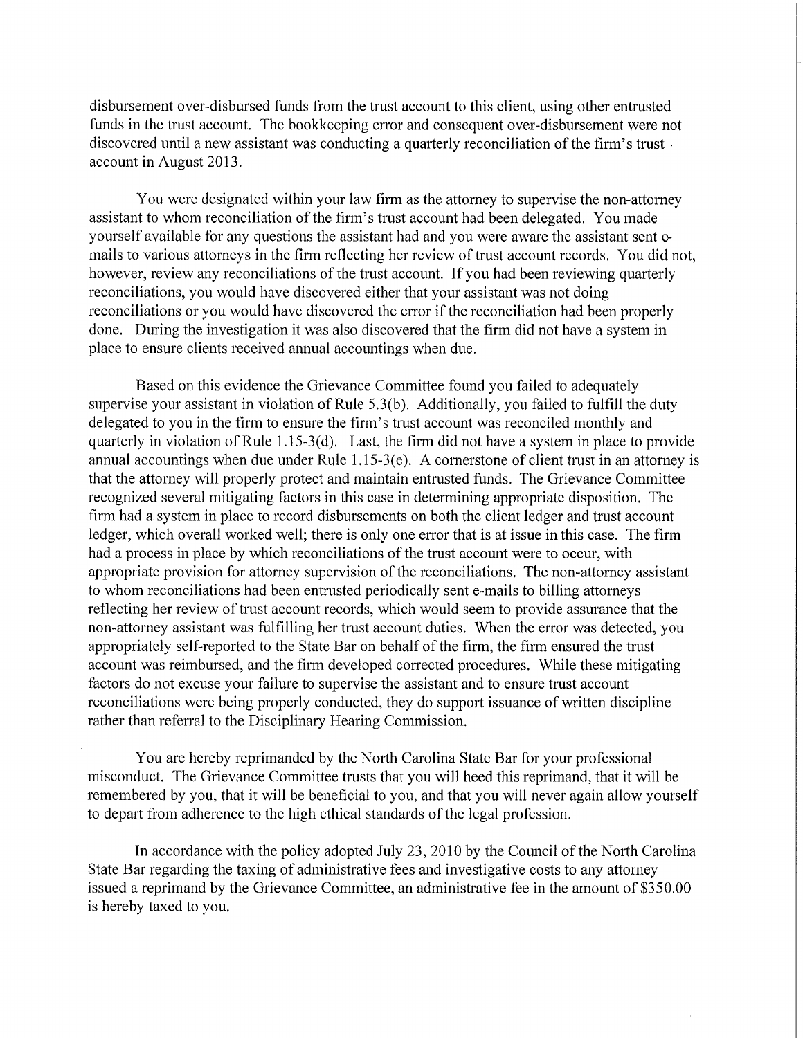disbursement over-disbursed funds from the trust account to this client, using other entrusted funds in the trust account. The bookkeeping error and consequent over-disbursement were not discovered until a new assistant was conducting a quarterly reconciliation of the firm's trust account in August 2013.

You were designated within your law firm as the attorney to supervise the non-attorney assistant to whom reconciliation of the firm's trust account had been delegated. You made yourself available for any questions the assistant had and you were aware the assistant sent e-mails to various attorneys in the firm reflecting her review of trust account records. You did not, however, review any reconciliations of the trust account. If you had been reviewing quarterly reconciliations, you would have discovered either that your assistant was not doing reconciliations or you would have discovered the error if the reconciliation had been properly done. During the investigation it was also discovered that the firm did not have a system in place to ensure clients received annual accountings when due.

Based on this evidence the Grievance Committee found you failed to adequately supervise your assistant in violation of Rule 5.3(b). Additionally, you failed to fulfill the duty delegated to you in the firm to ensure the firm's trust account was reconciled monthly and quarterly in violation of Rule 1.15-3(d). Last, the firm did not have a system in place to provide annual accountings when due under Rule 1.15-3(e). A cornerstone of client trust in an attorney is that the attorney will properly protect and maintain entrusted funds. The Grievance Committee recognized several mitigating factors in this case in determining appropriate disposition. The firm had a system in place to record disbursements on both the client ledger and trust account ledger, which overall worked well; there is only one error that is at issue in this case. The firm had a process in place by which reconciliations of the trust account were to occur, with appropriate provision for attorney supervision of the reconciliations. The non-attorney assistant to whom reconciliations had been entrusted periodically sent e-mails to billing attorneys reflecting her review of trust account records, which would seem to provide assurance that the non-attorney assistant was fulfilling her trust account duties. When the error was detected, you appropriately self-reported to the State Bar on behalf of the firm, the firm ensured the trust account was reimbursed, and the firm developed corrected procedures. While these mitigating factors do not excuse your failure to supervise the assistant and to ensure trust account reconciliations were being properly conducted, they do support issuance of written discipline rather than referral to the Disciplinary Hearing Commission.

You are hereby reprimanded by the North Carolina State Bar for your professional misconduct. The Grievance Committee trusts that you will heed this reprimand, that it will be remembered by you, that it will be beneficial to you, and that you will never again allow yourself to depart from adherence to the high ethical standards of the legal profession.

In accordance with the policy adopted July 23, 2010 by the Council of the North Carolina State Bar regarding the taxing of administrative fees and investigative costs to any attorney issued a reprimand by the Grievance Committee, an administrative fee in the amount of $350.00 is hereby taxed to you.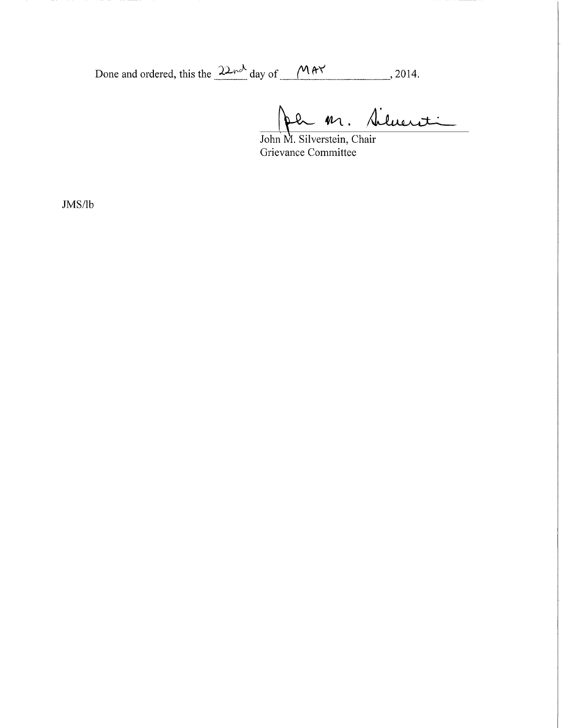Done and ordered, this the 22nd day of MAY, 2014.

John M. Silverstein, Chair
Grievance Committee

JMS/lb